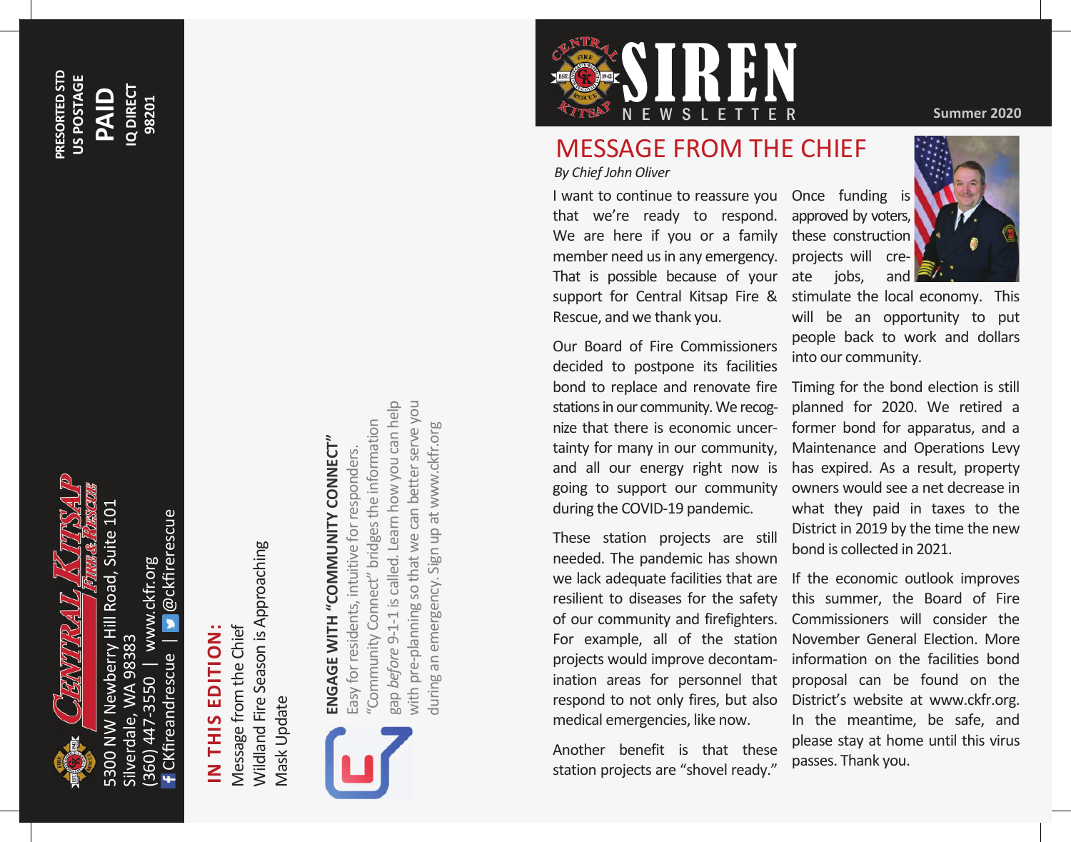PRESORTED STD
US POSTAGE
**PAID**
IQ DIRECT
98201

**CENTRAL KITSAP FIRE & RESCUE**

5300 NW Newberry Hill Road, Suite 101
Silverdale, WA 98383
(360) 447-3550 | www.ckfr.org
CKfireandrescue | @ckfirerescue

## IN THIS EDITION:

Message from the Chief
Wildland Fire Season is Approaching
Mask Update

### ENGAGE WITH "COMMUNITY CONNECT"

Easy for residents, intuitive for responders. "Community Connect" bridges the information gap *before* 9-1-1 is called. Learn how you can help with pre-planning so that we can better serve you during an emergency. Sign up at www.ckfr.org

# SIREN NEWSLETTER

Summer 2020

## MESSAGE FROM THE CHIEF

*By Chief John Oliver*

I want to continue to reassure you that we're ready to respond. We are here if you or a family member need us in any emergency. That is possible because of your support for Central Kitsap Fire & Rescue, and we thank you.

Our Board of Fire Commissioners decided to postpone its facilities bond to replace and renovate fire stations in our community. We recognize that there is economic uncertainty for many in our community, and all our energy right now is going to support our community during the COVID-19 pandemic.

These station projects are still needed. The pandemic has shown we lack adequate facilities that are resilient to diseases for the safety of our community and firefighters. For example, all of the station projects would improve decontamination areas for personnel that respond to not only fires, but also medical emergencies, like now.

Another benefit is that these station projects are "shovel ready." Once funding is approved by voters, these construction projects will create jobs, and stimulate the local economy. This will be an opportunity to put people back to work and dollars into our community.

Timing for the bond election is still planned for 2020. We retired a former bond for apparatus, and a Maintenance and Operations Levy has expired. As a result, property owners would see a net decrease in what they paid in taxes to the District in 2019 by the time the new bond is collected in 2021.

If the economic outlook improves this summer, the Board of Fire Commissioners will consider the November General Election. More information on the facilities bond proposal can be found on the District's website at www.ckfr.org. In the meantime, be safe, and please stay at home until this virus passes. Thank you.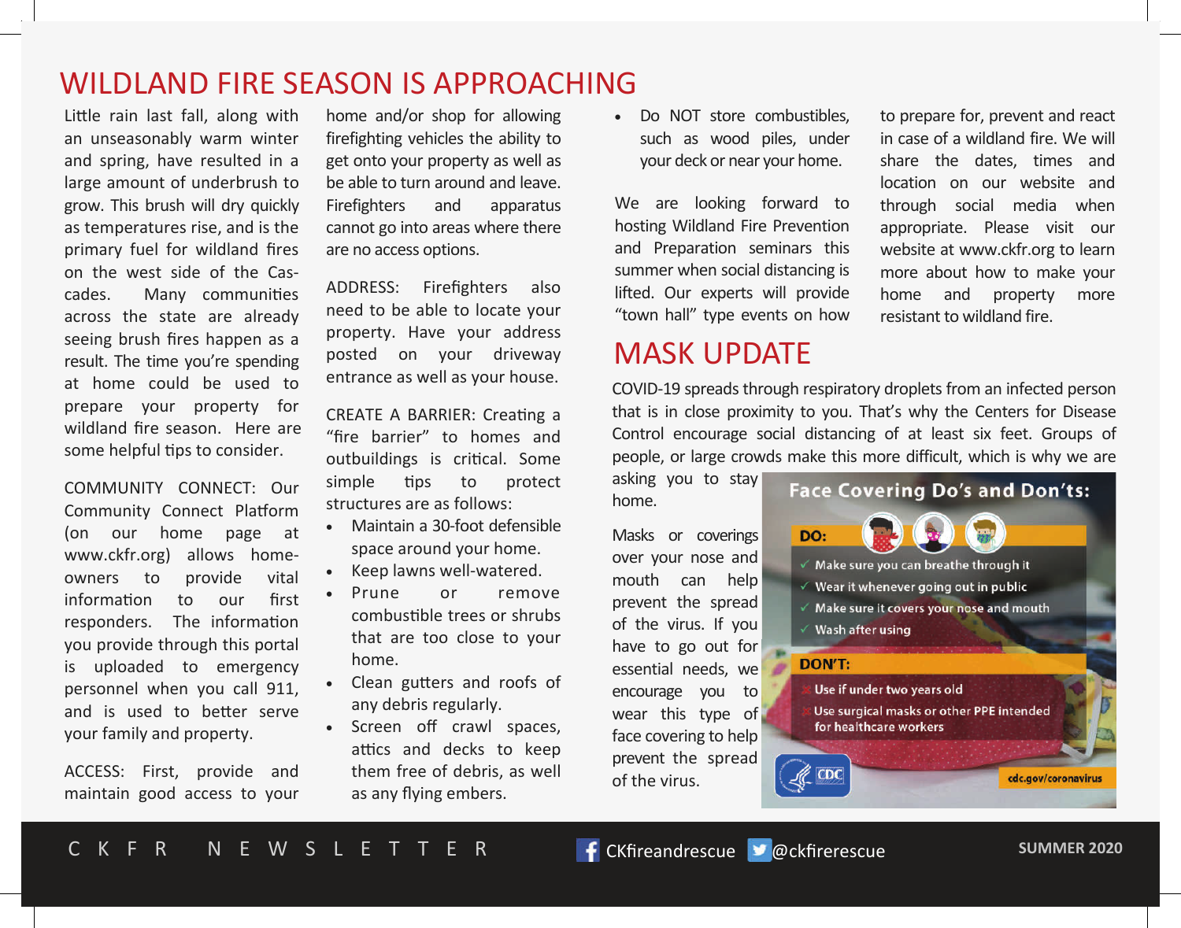# WILDLAND FIRE SEASON IS APPROACHING

Little rain last fall, along with an unseasonably warm winter and spring, have resulted in a large amount of underbrush to grow. This brush will dry quickly as temperatures rise, and is the primary fuel for wildland fires on the west side of the Cascades. Many communities across the state are already seeing brush fires happen as a result. The time you're spending at home could be used to prepare your property for wildland fire season. Here are some helpful tips to consider.

COMMUNITY CONNECT: Our Community Connect Platform (on our home page at www.ckfr.org) allows homeowners to provide vital information to our first responders. The information you provide through this portal is uploaded to emergency personnel when you call 911, and is used to better serve your family and property.

ACCESS: First, provide and maintain good access to your home and/or shop for allowing firefighting vehicles the ability to get onto your property as well as be able to turn around and leave. Firefighters and apparatus cannot go into areas where there are no access options.

ADDRESS: Firefighters also need to be able to locate your property. Have your address posted on your driveway entrance as well as your house.

CREATE A BARRIER: Creating a "fire barrier" to homes and outbuildings is critical. Some simple tips to protect structures are as follows:

- Maintain a 30-foot defensible space around your home.
- Keep lawns well-watered.
- Prune or remove combustible trees or shrubs that are too close to your home.
- Clean gutters and roofs of any debris regularly.
- Screen off crawl spaces, attics and decks to keep them free of debris, as well as any flying embers.
- Do NOT store combustibles, such as wood piles, under your deck or near your home.

We are looking forward to hosting Wildland Fire Prevention and Preparation seminars this summer when social distancing is lifted. Our experts will provide "town hall" type events on how to prepare for, prevent and react in case of a wildland fire. We will share the dates, times and location on our website and through social media when appropriate. Please visit our website at www.ckfr.org to learn more about how to make your home and property more resistant to wildland fire.

# MASK UPDATE

COVID-19 spreads through respiratory droplets from an infected person that is in close proximity to you. That's why the Centers for Disease Control encourage social distancing of at least six feet. Groups of people, or large crowds make this more difficult, which is why we are asking you to stay home.

Masks or coverings over your nose and mouth can help prevent the spread of the virus. If you have to go out for essential needs, we encourage you to wear this type of face covering to help prevent the spread of the virus.

**Face Covering Do's and Don'ts:**

**DO:**

- ✓ Make sure you can breathe through it
- ✓ Wear it whenever going out in public
- ✓ Make sure it covers your nose and mouth
- ✓ Wash after using

**DON'T:**

- Use if under two years old
- Use surgical masks or other PPE intended for healthcare workers

CDC

cdc.gov/coronavirus